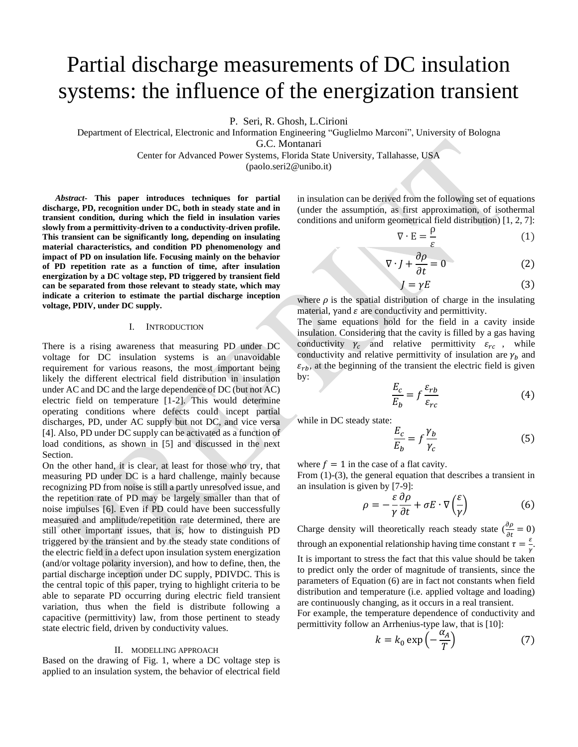# Partial discharge measurements of DC insulation systems: the influence of the energization transient

P. Seri, R. Ghosh, L.Cirioni

Department of Electrical, Electronic and Information Engineering "Guglielmo Marconi", University of Bologna

G.C. Montanari

Center for Advanced Power Systems, Florida State University, Tallahasse, USA

(paolo.seri2@unibo.it)

***Abstract-*** **This paper introduces techniques for partial discharge, PD, recognition under DC, both in steady state and in transient condition, during which the field in insulation varies slowly from a permittivity-driven to a conductivity-driven profile. This transient can be significantly long, depending on insulating material characteristics, and condition PD phenomenology and impact of PD on insulation life. Focusing mainly on the behavior of PD repetition rate as a function of time, after insulation energization by a DC voltage step, PD triggered by transient field can be separated from those relevant to steady state, which may indicate a criterion to estimate the partial discharge inception voltage, PDIV, under DC supply.**

## I. Introduction

There is a rising awareness that measuring PD under DC voltage for DC insulation systems is an unavoidable requirement for various reasons, the most important being likely the different electrical field distribution in insulation under AC and DC and the large dependence of DC (but not AC) electric field on temperature [1-2]. This would determine operating conditions where defects could incept partial discharges, PD, under AC supply but not DC, and vice versa [4]. Also, PD under DC supply can be activated as a function of load conditions, as shown in [5] and discussed in the next Section.

On the other hand, it is clear, at least for those who try, that measuring PD under DC is a hard challenge, mainly because recognizing PD from noise is still a partly unresolved issue, and the repetition rate of PD may be largely smaller than that of noise impulses [6]. Even if PD could have been successfully measured and amplitude/repetition rate determined, there are still other important issues, that is, how to distinguish PD triggered by the transient and by the steady state conditions of the electric field in a defect upon insulation system energization (and/or voltage polarity inversion), and how to define, then, the partial discharge inception under DC supply, PDIVDC. This is the central topic of this paper, trying to highlight criteria to be able to separate PD occurring during electric field transient variation, thus when the field is distribute following a capacitive (permittivity) law, from those pertinent to steady state electric field, driven by conductivity values.

## II. Modelling Approach

Based on the drawing of Fig. 1, where a DC voltage step is applied to an insulation system, the behavior of electrical field in insulation can be derived from the following set of equations (under the assumption, as first approximation, of isothermal conditions and uniform geometrical field distribution) [1, 2, 7]:

$$\nabla \cdot \mathrm{E} = \frac{\rho}{\varepsilon} \tag{1}$$

$$\nabla \cdot J + \frac{\partial \rho}{\partial t} = 0 \tag{2}$$

$$J = \gamma E \tag{3}$$

where $\rho$ is the spatial distribution of charge in the insulating material, $\gamma$and $\varepsilon$ are conductivity and permittivity.

The same equations hold for the field in a cavity inside insulation. Considering that the cavity is filled by a gas having conductivity $\gamma_c$ and relative permittivity $\varepsilon_{rc}$ , while conductivity and relative permittivity of insulation are $\gamma_b$ and $\varepsilon_{rb}$, at the beginning of the transient the electric field is given by:

$$\frac{E_c}{E_b} = f\,\frac{\varepsilon_{rb}}{\varepsilon_{rc}} \tag{4}$$

while in DC steady state:

$$\frac{E_c}{E_b} = f\,\frac{\gamma_b}{\gamma_c} \tag{5}$$

where $f = 1$ in the case of a flat cavity.

From (1)-(3), the general equation that describes a transient in an insulation is given by [7-9]:

$$\rho = -\frac{\varepsilon}{\gamma}\frac{\partial \rho}{\partial t} + \sigma E \cdot \nabla\left(\frac{\varepsilon}{\gamma}\right) \tag{6}$$

Charge density will theoretically reach steady state ($\frac{\partial \rho}{\partial t} = 0$) through an exponential relationship having time constant $\tau = \frac{\varepsilon}{\gamma}$.

It is important to stress the fact that this value should be taken to predict only the order of magnitude of transients, since the parameters of Equation (6) are in fact not constants when field distribution and temperature (i.e. applied voltage and loading) are continuously changing, as it occurs in a real transient.

For example, the temperature dependence of conductivity and permittivity follow an Arrhenius-type law, that is [10]:

$$k = k_0 \exp\left(-\frac{\alpha_A}{T}\right) \tag{7}$$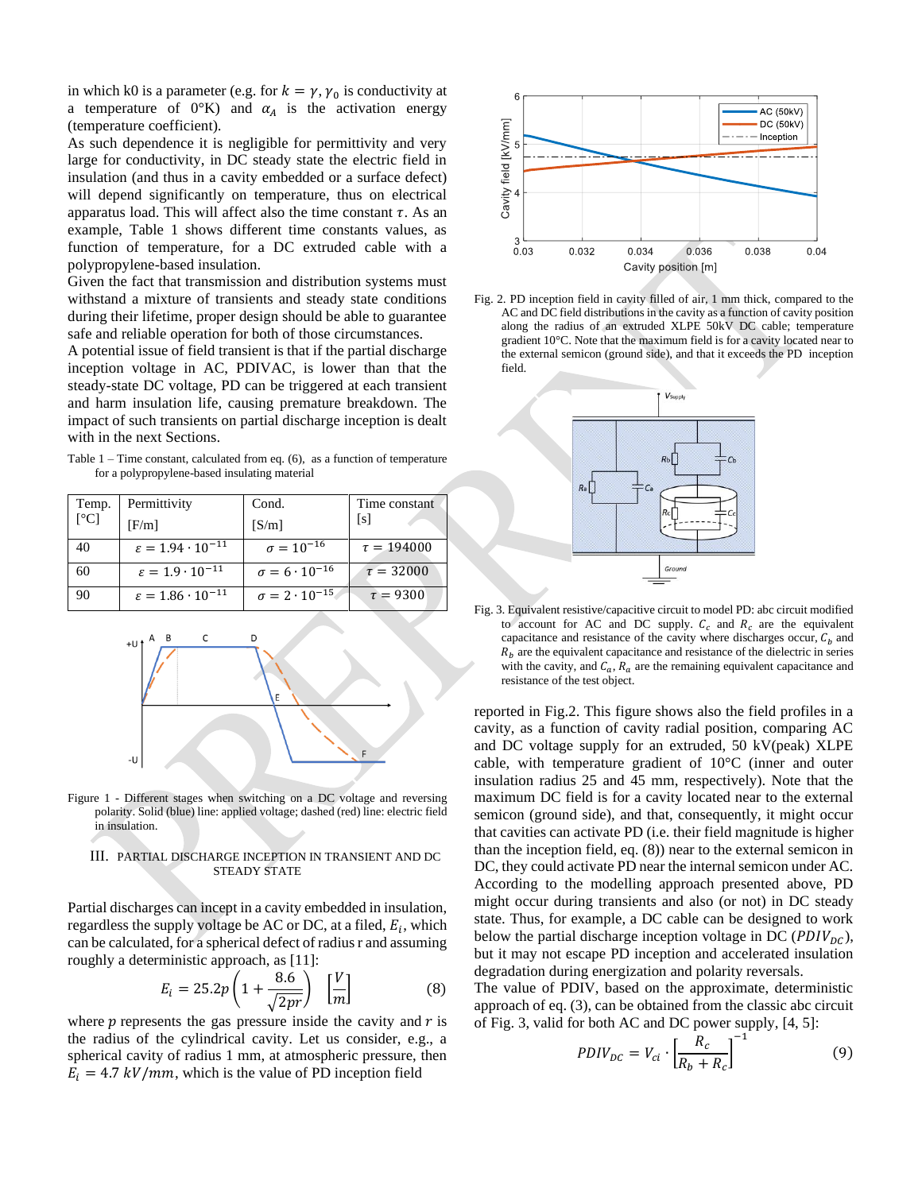in which k0 is a parameter (e.g. for $k = \gamma, \gamma_0$ is conductivity at a temperature of 0°K) and $\alpha_A$ is the activation energy (temperature coefficient).

As such dependence it is negligible for permittivity and very large for conductivity, in DC steady state the electric field in insulation (and thus in a cavity embedded or a surface defect) will depend significantly on temperature, thus on electrical apparatus load. This will affect also the time constant $\tau$. As an example, Table 1 shows different time constants values, as function of temperature, for a DC extruded cable with a polypropylene-based insulation.

Given the fact that transmission and distribution systems must withstand a mixture of transients and steady state conditions during their lifetime, proper design should be able to guarantee safe and reliable operation for both of those circumstances.

A potential issue of field transient is that if the partial discharge inception voltage in AC, PDIVAC, is lower than that the steady-state DC voltage, PD can be triggered at each transient and harm insulation life, causing premature breakdown. The impact of such transients on partial discharge inception is dealt with in the next Sections.

Table 1 – Time constant, calculated from eq. (6), as a function of temperature for a polypropylene-based insulating material

| Temp. [°C] | Permittivity [F/m] | Cond. [S/m] | Time constant [s] |
|---|---|---|---|
| 40 | $\varepsilon = 1.94 \cdot 10^{-11}$ | $\sigma = 10^{-16}$ | $\tau = 194000$ |
| 60 | $\varepsilon = 1.9 \cdot 10^{-11}$ | $\sigma = 6 \cdot 10^{-16}$ | $\tau = 32000$ |
| 90 | $\varepsilon = 1.86 \cdot 10^{-11}$ | $\sigma = 2 \cdot 10^{-15}$ | $\tau = 9300$ |

Figure 1 - Different stages when switching on a DC voltage and reversing polarity. Solid (blue) line: applied voltage; dashed (red) line: electric field in insulation.

## III. PARTIAL DISCHARGE INCEPTION IN TRANSIENT AND DC STEADY STATE

Partial discharges can incept in a cavity embedded in insulation, regardless the supply voltage be AC or DC, at a filed, $E_i$, which can be calculated, for a spherical defect of radius r and assuming roughly a deterministic approach, as [11]:

$$E_i = 25.2p\left(1 + \frac{8.6}{\sqrt{2pr}}\right) \quad \left[\frac{V}{m}\right] \tag{8}$$

where $p$ represents the gas pressure inside the cavity and $r$ is the radius of the cylindrical cavity. Let us consider, e.g., a spherical cavity of radius 1 mm, at atmospheric pressure, then $E_i = 4.7\ kV/mm$, which is the value of PD inception field reported in Fig.2. This figure shows also the field profiles in a cavity, as a function of cavity radial position, comparing AC and DC voltage supply for an extruded, 50 kV(peak) XLPE cable, with temperature gradient of 10°C (inner and outer insulation radius 25 and 45 mm, respectively). Note that the maximum DC field is for a cavity located near to the external semicon (ground side), and that, consequently, it might occur that cavities can activate PD (i.e. their field magnitude is higher than the inception field, eq. (8)) near to the external semicon in DC, they could activate PD near the internal semicon under AC.

Fig. 2. PD inception field in cavity filled of air, 1 mm thick, compared to the AC and DC field distributions in the cavity as a function of cavity position along the radius of an extruded XLPE 50kV DC cable; temperature gradient 10°C. Note that the maximum field is for a cavity located near to the external semicon (ground side), and that it exceeds the PD inception field.

Fig. 3. Equivalent resistive/capacitive circuit to model PD: abc circuit modified to account for AC and DC supply. $C_c$ and $R_c$ are the equivalent capacitance and resistance of the cavity where discharges occur, $C_b$ and $R_b$ are the equivalent capacitance and resistance of the dielectric in series with the cavity, and $C_a$, $R_a$ are the remaining equivalent capacitance and resistance of the test object.

According to the modelling approach presented above, PD might occur during transients and also (or not) in DC steady state. Thus, for example, a DC cable can be designed to work below the partial discharge inception voltage in DC ($PDIV_{DC}$), but it may not escape PD inception and accelerated insulation degradation during energization and polarity reversals.

The value of PDIV, based on the approximate, deterministic approach of eq. (3), can be obtained from the classic abc circuit of Fig. 3, valid for both AC and DC power supply, [4, 5]:

$$PDIV_{DC} = V_{ci} \cdot \left[\frac{R_c}{R_b + R_c}\right]^{-1} \tag{9}$$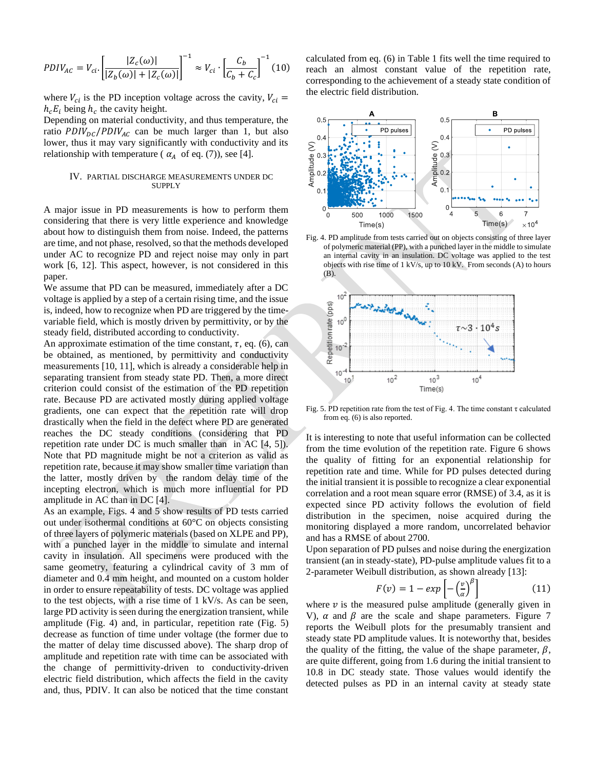$$PDIV_{AC} = V_{ci} \cdot \left[\frac{|Z_c(\omega)|}{|Z_b(\omega)| + |Z_c(\omega)|}\right]^{-1} \approx V_{ci} \cdot \left[\frac{C_b}{C_b + C_c}\right]^{-1} \quad (10)$$

where $V_{ci}$ is the PD inception voltage across the cavity, $V_{ci} = h_c E_i$ being $h_c$ the cavity height.

Depending on material conductivity, and thus temperature, the ratio $PDIV_{DC}/PDIV_{AC}$ can be much larger than 1, but also lower, thus it may vary significantly with conductivity and its relationship with temperature ( $\alpha_A$ of eq. (7)), see [4].

## IV. PARTIAL DISCHARGE MEASUREMENTS UNDER DC SUPPLY

A major issue in PD measurements is how to perform them considering that there is very little experience and knowledge about how to distinguish them from noise. Indeed, the patterns are time, and not phase, resolved, so that the methods developed under AC to recognize PD and reject noise may only in part work [6, 12]. This aspect, however, is not considered in this paper.

We assume that PD can be measured, immediately after a DC voltage is applied by a step of a certain rising time, and the issue is, indeed, how to recognize when PD are triggered by the time-variable field, which is mostly driven by permittivity, or by the steady field, distributed according to conductivity.

An approximate estimation of the time constant, $\tau$, eq. (6), can be obtained, as mentioned, by permittivity and conductivity measurements [10, 11], which is already a considerable help in separating transient from steady state PD. Then, a more direct criterion could consist of the estimation of the PD repetition rate. Because PD are activated mostly during applied voltage gradients, one can expect that the repetition rate will drop drastically when the field in the defect where PD are generated reaches the DC steady conditions (considering that PD repetition rate under DC is much smaller than in AC [4, 5]). Note that PD magnitude might be not a criterion as valid as repetition rate, because it may show smaller time variation than the latter, mostly driven by the random delay time of the incepting electron, which is much more influential for PD amplitude in AC than in DC [4].

As an example, Figs. 4 and 5 show results of PD tests carried out under isothermal conditions at 60°C on objects consisting of three layers of polymeric materials (based on XLPE and PP), with a punched layer in the middle to simulate and internal cavity in insulation. All specimens were produced with the same geometry, featuring a cylindrical cavity of 3 mm of diameter and 0.4 mm height, and mounted on a custom holder in order to ensure repeatability of tests. DC voltage was applied to the test objects, with a rise time of 1 kV/s. As can be seen, large PD activity is seen during the energization transient, while amplitude (Fig. 4) and, in particular, repetition rate (Fig. 5) decrease as function of time under voltage (the former due to the matter of delay time discussed above). The sharp drop of amplitude and repetition rate with time can be associated with the change of permittivity-driven to conductivity-driven electric field distribution, which affects the field in the cavity and, thus, PDIV. It can also be noticed that the time constant calculated from eq. (6) in Table 1 fits well the time required to reach an almost constant value of the repetition rate, corresponding to the achievement of a steady state condition of the electric field distribution.

Fig. 4. PD amplitude from tests carried out on objects consisting of three layer of polymeric material (PP), with a punched layer in the middle to simulate an internal cavity in an insulation. DC voltage was applied to the test objects with rise time of 1 kV/s, up to 10 kV. From seconds (A) to hours (B).

Fig. 5. PD repetition rate from the test of Fig. 4. The time constant τ calculated from eq. (6) is also reported.

It is interesting to note that useful information can be collected from the time evolution of the repetition rate. Figure 6 shows the quality of fitting for an exponential relationship for repetition rate and time. While for PD pulses detected during the initial transient it is possible to recognize a clear exponential correlation and a root mean square error (RMSE) of 3.4, as it is expected since PD activity follows the evolution of field distribution in the specimen, noise acquired during the monitoring displayed a more random, uncorrelated behavior and has a RMSE of about 2700.

Upon separation of PD pulses and noise during the energization transient (an in steady-state), PD-pulse amplitude values fit to a 2-parameter Weibull distribution, as shown already [13]:

$$F(v) = 1 - exp\left[-\left(\frac{v}{\alpha}\right)^{\beta}\right] \quad (11)$$

where $v$ is the measured pulse amplitude (generally given in V), $\alpha$ and $\beta$ are the scale and shape parameters. Figure 7 reports the Weibull plots for the presumably transient and steady state PD amplitude values. It is noteworthy that, besides the quality of the fitting, the value of the shape parameter, $\beta$, are quite different, going from 1.6 during the initial transient to 10.8 in DC steady state. Those values would identify the detected pulses as PD in an internal cavity at steady state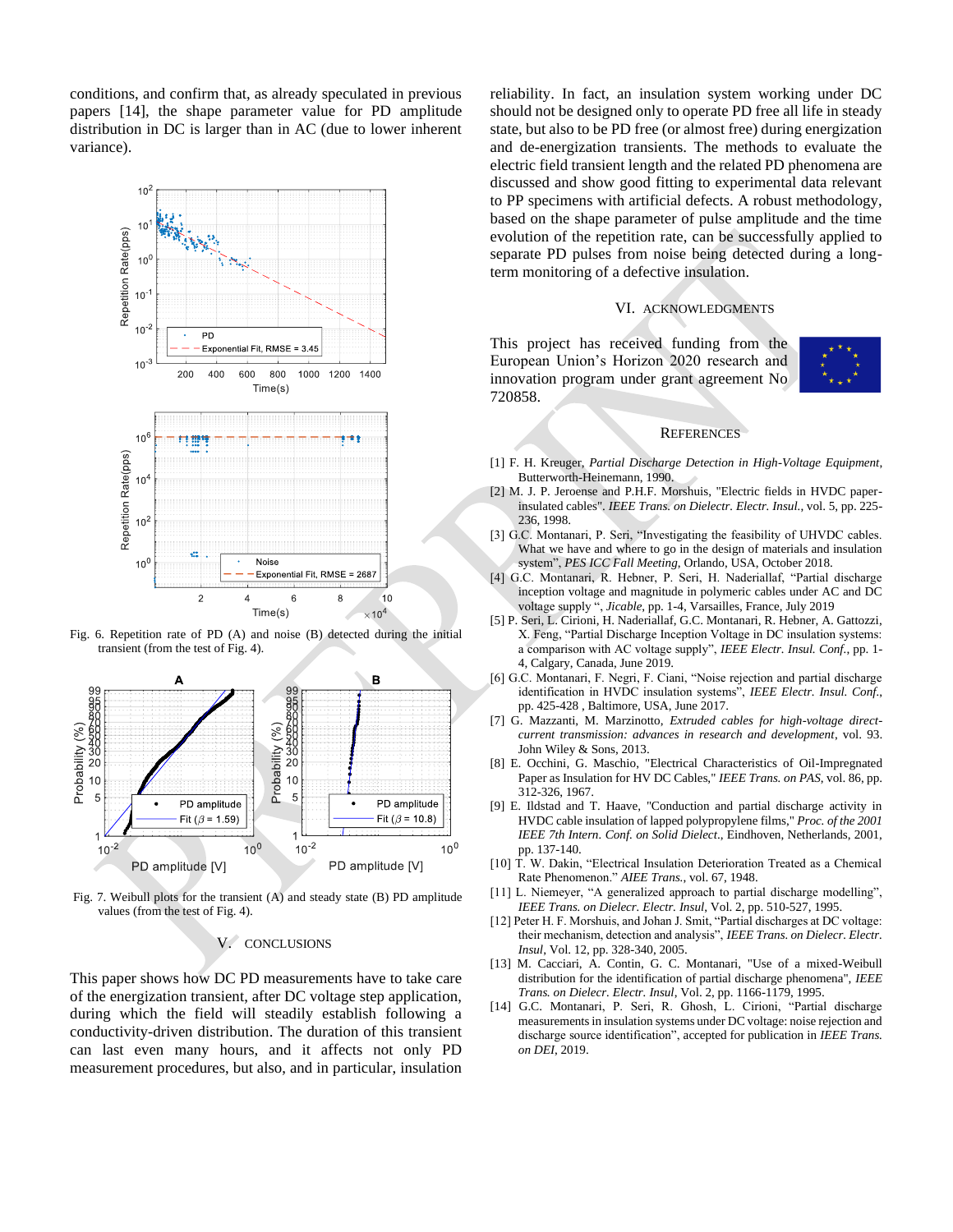conditions, and confirm that, as already speculated in previous papers [14], the shape parameter value for PD amplitude distribution in DC is larger than in AC (due to lower inherent variance).

$10^2$
$10^1$
$10^0$
$10^{-1}$
$10^{-2}$
$10^{-3}$
Repetition Rate(pps)
200 400 600 800 1000 1200 1400
Time(s)
PD
Exponential Fit, RMSE = 3.45

$10^6$
$10^4$
$10^2$
$10^0$
Repetition Rate(pps)
2 4 6 8 10
Time(s)
$\times 10^4$
Noise
Exponential Fit, RMSE = 2687

Fig. 6. Repetition rate of PD (A) and noise (B) detected during the initial transient (from the test of Fig. 4).

A
Probability (%)
99 95 90 80 70 60 50 40 30 20 10 5 1
$10^{-2}$ $10^0$
PD amplitude [V]
PD amplitude
Fit ($\beta$ = 1.59)

B
Probability (%)
99 95 90 80 70 60 50 40 30 20 10 5 1
$10^{-2}$ $10^0$
PD amplitude [V]
PD amplitude
Fit ($\beta$ = 10.8)

Fig. 7. Weibull plots for the transient (A) and steady state (B) PD amplitude values (from the test of Fig. 4).

## V. CONCLUSIONS

This paper shows how DC PD measurements have to take care of the energization transient, after DC voltage step application, during which the field will steadily establish following a conductivity-driven distribution. The duration of this transient can last even many hours, and it affects not only PD measurement procedures, but also, and in particular, insulation reliability. In fact, an insulation system working under DC should not be designed only to operate PD free all life in steady state, but also to be PD free (or almost free) during energization and de-energization transients. The methods to evaluate the electric field transient length and the related PD phenomena are discussed and show good fitting to experimental data relevant to PP specimens with artificial defects. A robust methodology, based on the shape parameter of pulse amplitude and the time evolution of the repetition rate, can be successfully applied to separate PD pulses from noise being detected during a long-term monitoring of a defective insulation.

## VI. ACKNOWLEDGMENTS

This project has received funding from the European Union's Horizon 2020 research and innovation program under grant agreement No 720858.

## REFERENCES

[1] F. H. Kreuger, *Partial Discharge Detection in High-Voltage Equipment*, Butterworth-Heinemann, 1990.

[2] M. J. P. Jeroense and P.H.F. Morshuis, "Electric fields in HVDC paper-insulated cables". *IEEE Trans. on Dielectr. Electr. Insul.*, vol. 5, pp. 225-236, 1998.

[3] G.C. Montanari, P. Seri, "Investigating the feasibility of UHVDC cables. What we have and where to go in the design of materials and insulation system", *PES ICC Fall Meeting*, Orlando, USA, October 2018.

[4] G.C. Montanari, R. Hebner, P. Seri, H. Naderiallaf, "Partial discharge inception voltage and magnitude in polymeric cables under AC and DC voltage supply ", *Jicable*, pp. 1-4, Varsailles, France, July 2019

[5] P. Seri, L. Cirioni, H. Naderiallaf, G.C. Montanari, R. Hebner, A. Gattozzi, X. Feng, "Partial Discharge Inception Voltage in DC insulation systems: a comparison with AC voltage supply", *IEEE Electr. Insul. Conf.*, pp. 1-4, Calgary, Canada, June 2019.

[6] G.C. Montanari, F. Negri, F. Ciani, "Noise rejection and partial discharge identification in HVDC insulation systems", *IEEE Electr. Insul. Conf.*, pp. 425-428 , Baltimore, USA, June 2017.

[7] G. Mazzanti, M. Marzinotto, *Extruded cables for high-voltage direct-current transmission: advances in research and development*, vol. 93. John Wiley & Sons, 2013.

[8] E. Occhini, G. Maschio, "Electrical Characteristics of Oil-Impregnated Paper as Insulation for HV DC Cables," *IEEE Trans. on PAS*, vol. 86, pp. 312-326, 1967.

[9] E. Ildstad and T. Haave, "Conduction and partial discharge activity in HVDC cable insulation of lapped polypropylene films," *Proc. of the 2001 IEEE 7th Intern. Conf. on Solid Dielect.*, Eindhoven, Netherlands, 2001, pp. 137-140.

[10] T. W. Dakin, "Electrical Insulation Deterioration Treated as a Chemical Rate Phenomenon." *AIEE Trans.*, vol. 67, 1948.

[11] L. Niemeyer, "A generalized approach to partial discharge modelling", *IEEE Trans. on Dielecr. Electr. Insul*, Vol. 2, pp. 510-527, 1995.

[12] Peter H. F. Morshuis, and Johan J. Smit, "Partial discharges at DC voltage: their mechanism, detection and analysis", *IEEE Trans. on Dielecr. Electr. Insul*, Vol. 12, pp. 328-340, 2005.

[13] M. Cacciari, A. Contin, G. C. Montanari, "Use of a mixed-Weibull distribution for the identification of partial discharge phenomena", *IEEE Trans. on Dielecr. Electr. Insul*, Vol. 2, pp. 1166-1179, 1995.

[14] G.C. Montanari, P. Seri, R. Ghosh, L. Cirioni, "Partial discharge measurements in insulation systems under DC voltage: noise rejection and discharge source identification", accepted for publication in *IEEE Trans. on DEI*, 2019.